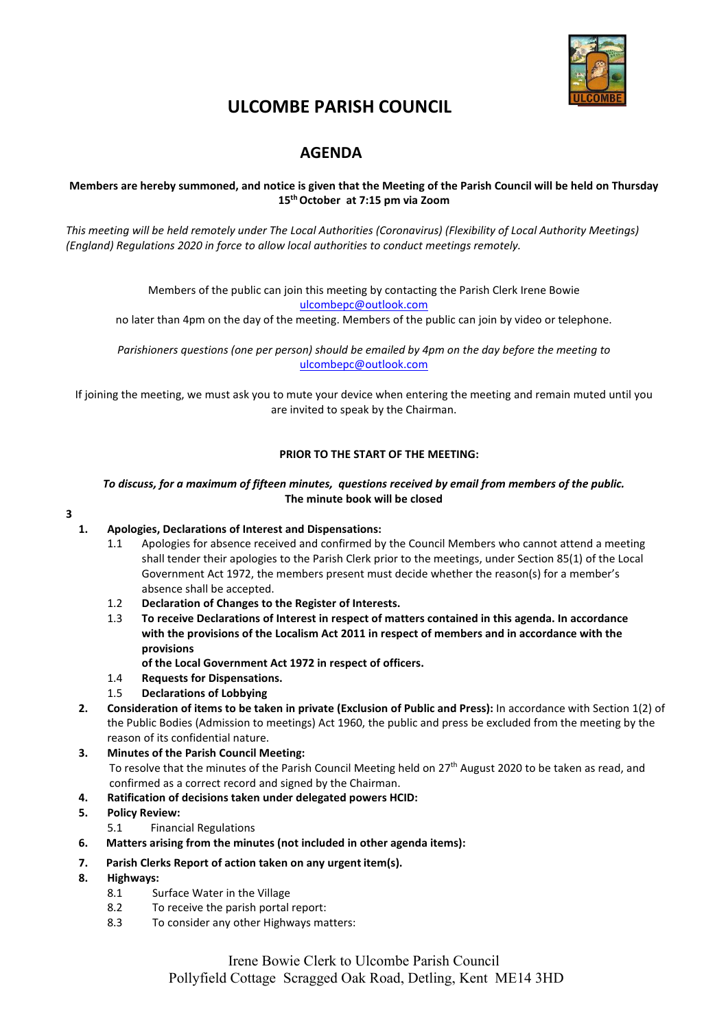# ULCOMBE PARISH COUNCIL

## AGENDA

**Members are hereby summoned, and notice is given that the Meeting of the Parish Council will be held on Thursday 15th October at 7:15 pm via Zoom**

*This meeting will be held remotely under The Local Authorities (Coronavirus) (Flexibility of Local Authority Meetings) (England) Regulations 2020 in force to allow local authorities to conduct meetings remotely.*

Members of the public can join this meeting by contacting the Parish Clerk Irene Bowie
ulcombepc@outlook.com
no later than 4pm on the day of the meeting. Members of the public can join by video or telephone.

*Parishioners questions (one per person) should be emailed by 4pm on the day before the meeting to* ulcombepc@outlook.com

If joining the meeting, we must ask you to mute your device when entering the meeting and remain muted until you are invited to speak by the Chairman.

**PRIOR TO THE START OF THE MEETING:**

***To discuss, for a maximum of fifteen minutes, questions received by email from members of the public.***
**The minute book will be closed**

**3**

1. **Apologies, Declarations of Interest and Dispensations:**
   - 1.1 Apologies for absence received and confirmed by the Council Members who cannot attend a meeting shall tender their apologies to the Parish Clerk prior to the meetings, under Section 85(1) of the Local Government Act 1972, the members present must decide whether the reason(s) for a member's absence shall be accepted.
   - 1.2 **Declaration of Changes to the Register of Interests.**
   - 1.3 **To receive Declarations of Interest in respect of matters contained in this agenda. In accordance with the provisions of the Localism Act 2011 in respect of members and in accordance with the provisions of the Local Government Act 1972 in respect of officers.**
   - 1.4 **Requests for Dispensations.**
   - 1.5 **Declarations of Lobbying**
2. **Consideration of items to be taken in private (Exclusion of Public and Press):** In accordance with Section 1(2) of the Public Bodies (Admission to meetings) Act 1960, the public and press be excluded from the meeting by the reason of its confidential nature.
3. **Minutes of the Parish Council Meeting:**
   To resolve that the minutes of the Parish Council Meeting held on 27th August 2020 to be taken as read, and confirmed as a correct record and signed by the Chairman.
4. **Ratification of decisions taken under delegated powers HCID:**
5. **Policy Review:**
   - 5.1 Financial Regulations
6. **Matters arising from the minutes (not included in other agenda items):**
7. **Parish Clerks Report of action taken on any urgent item(s).**
8. **Highways:**
   - 8.1 Surface Water in the Village
   - 8.2 To receive the parish portal report:
   - 8.3 To consider any other Highways matters:

Irene Bowie Clerk to Ulcombe Parish Council
Pollyfield Cottage Scragged Oak Road, Detling, Kent ME14 3HD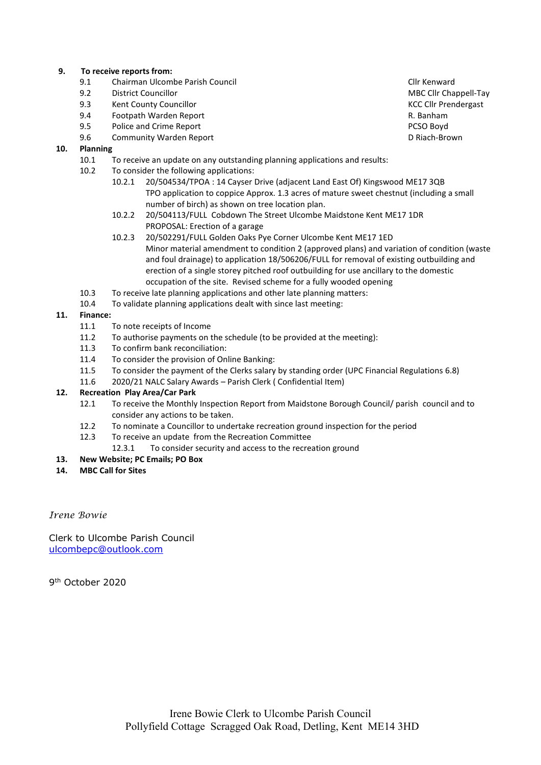**9. To receive reports from:**

- 9.1 Chairman Ulcombe Parish Council — Cllr Kenward
- 9.2 District Councillor — MBC Cllr Chappell-Tay
- 9.3 Kent County Councillor — KCC Cllr Prendergast
- 9.4 Footpath Warden Report — R. Banham
- 9.5 Police and Crime Report — PCSO Boyd
- 9.6 Community Warden Report — D Riach-Brown

**10. Planning**

- 10.1 To receive an update on any outstanding planning applications and results:
- 10.2 To consider the following applications:
  - 10.2.1 20/504534/TPOA : 14 Cayser Drive (adjacent Land East Of) Kingswood ME17 3QB
    TPO application to coppice Approx. 1.3 acres of mature sweet chestnut (including a small number of birch) as shown on tree location plan.
  - 10.2.2 20/504113/FULL Cobdown The Street Ulcombe Maidstone Kent ME17 1DR
    PROPOSAL: Erection of a garage
  - 10.2.3 20/502291/FULL Golden Oaks Pye Corner Ulcombe Kent ME17 1ED
    Minor material amendment to condition 2 (approved plans) and variation of condition (waste and foul drainage) to application 18/506206/FULL for removal of existing outbuilding and erection of a single storey pitched roof outbuilding for use ancillary to the domestic occupation of the site. Revised scheme for a fully wooded opening
- 10.3 To receive late planning applications and other late planning matters:
- 10.4 To validate planning applications dealt with since last meeting:

**11. Finance:**

- 11.1 To note receipts of Income
- 11.2 To authorise payments on the schedule (to be provided at the meeting):
- 11.3 To confirm bank reconciliation:
- 11.4 To consider the provision of Online Banking:
- 11.5 To consider the payment of the Clerks salary by standing order (UPC Financial Regulations 6.8)
- 11.6 2020/21 NALC Salary Awards – Parish Clerk ( Confidential Item)

**12. Recreation Play Area/Car Park**

- 12.1 To receive the Monthly Inspection Report from Maidstone Borough Council/ parish council and to consider any actions to be taken.
- 12.2 To nominate a Councillor to undertake recreation ground inspection for the period
- 12.3 To receive an update from the Recreation Committee
  - 12.3.1 To consider security and access to the recreation ground

**13. New Website; PC Emails; PO Box**

**14. MBC Call for Sites**

*Irene Bowie*

Clerk to Ulcombe Parish Council
ulcombepc@outlook.com

9th October 2020

Irene Bowie Clerk to Ulcombe Parish Council
Pollyfield Cottage Scragged Oak Road, Detling, Kent ME14 3HD